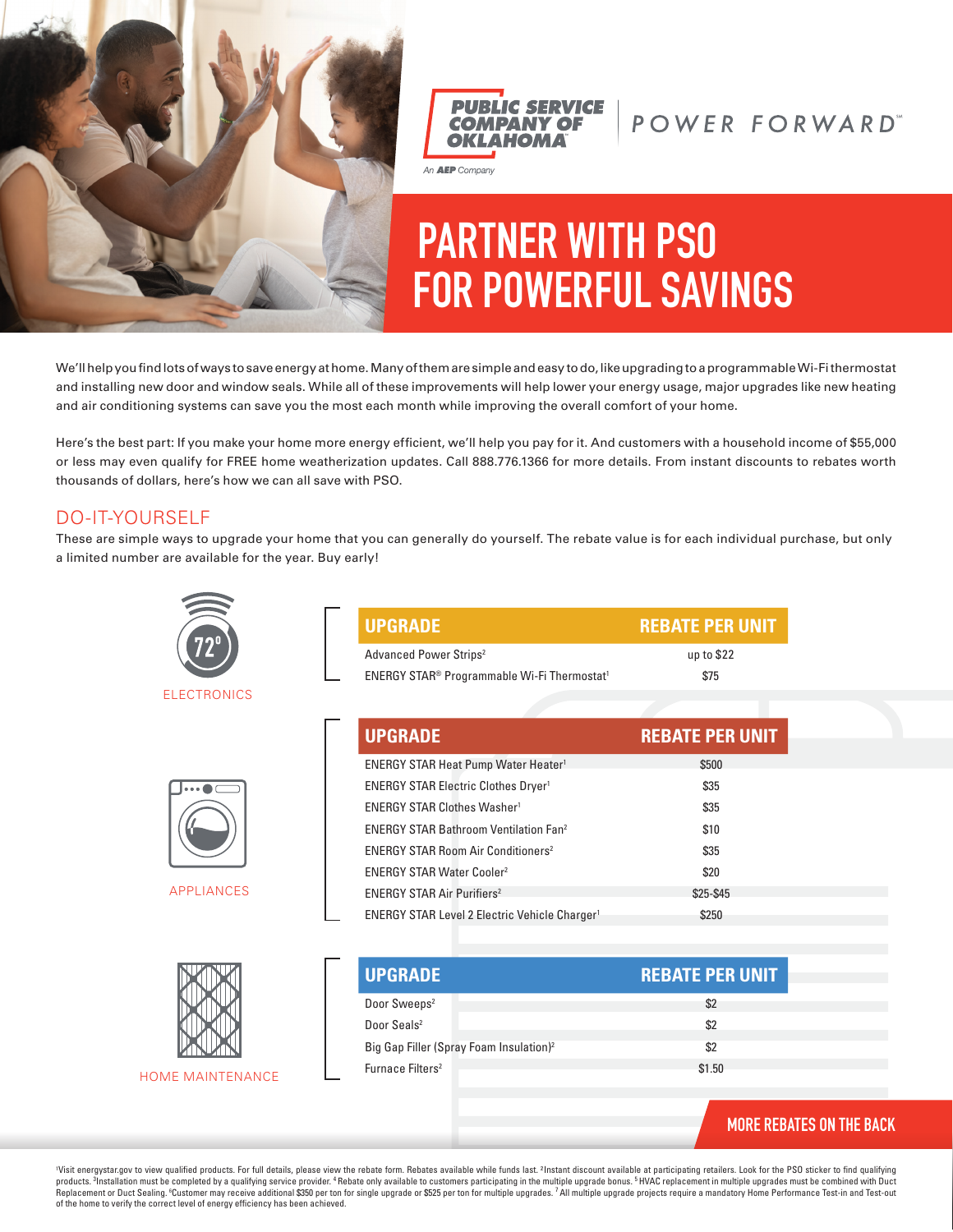PUBLIC SERVICE COMPANY OF OKLAHOMA

An AEP Company

POWER FORWARD℠

# PARTNER WITH PSO FOR POWERFUL SAVINGS

We'll help you find lots of ways to save energy at home. Many of them are simple and easy to do, like upgrading to a programmable Wi-Fi thermostat and installing new door and window seals. While all of these improvements will help lower your energy usage, major upgrades like new heating and air conditioning systems can save you the most each month while improving the overall comfort of your home.

Here's the best part: If you make your home more energy efficient, we'll help you pay for it. And customers with a household income of $55,000 or less may even qualify for FREE home weatherization updates. Call 888.776.1366 for more details. From instant discounts to rebates worth thousands of dollars, here's how we can all save with PSO.

## DO-IT-YOURSELF

These are simple ways to upgrade your home that you can generally do yourself. The rebate value is for each individual purchase, but only a limited number are available for the year. Buy early!

### ELECTRONICS

| UPGRADE | REBATE PER UNIT |
|---|---|
| Advanced Power Strips[2] | up to $22 |
| ENERGY STAR® Programmable Wi-Fi Thermostat[1] | $75 |

### APPLIANCES

| UPGRADE | REBATE PER UNIT |
|---|---|
| ENERGY STAR Heat Pump Water Heater[1] | $500 |
| ENERGY STAR Electric Clothes Dryer[1] | $35 |
| ENERGY STAR Clothes Washer[1] | $35 |
| ENERGY STAR Bathroom Ventilation Fan[2] | $10 |
| ENERGY STAR Room Air Conditioners[2] | $35 |
| ENERGY STAR Water Cooler[2] | $20 |
| ENERGY STAR Air Purifiers[2] | $25-$45 |
| ENERGY STAR Level 2 Electric Vehicle Charger[1] | $250 |

### HOME MAINTENANCE

| UPGRADE | REBATE PER UNIT |
|---|---|
| Door Sweeps[2] | $2 |
| Door Seals[2] | $2 |
| Big Gap Filler (Spray Foam Insulation)[2] | $2 |
| Furnace Filters[2] | $1.50 |

MORE REBATES ON THE BACK

[1]Visit energystar.gov to view qualified products. For full details, please view the rebate form. Rebates available while funds last. [2]Instant discount available at participating retailers. Look for the PSO sticker to find qualifying products. [3]Installation must be completed by a qualifying service provider. [4]Rebate only available to customers participating in the multiple upgrade bonus. [5]HVAC replacement in multiple upgrades must be combined with Duct Replacement or Duct Sealing. [6]Customer may receive additional $350 per ton for single upgrade or $525 per ton for multiple upgrades. [7]All multiple upgrade projects require a mandatory Home Performance Test-in and Test-out of the home to verify the correct level of energy efficiency has been achieved.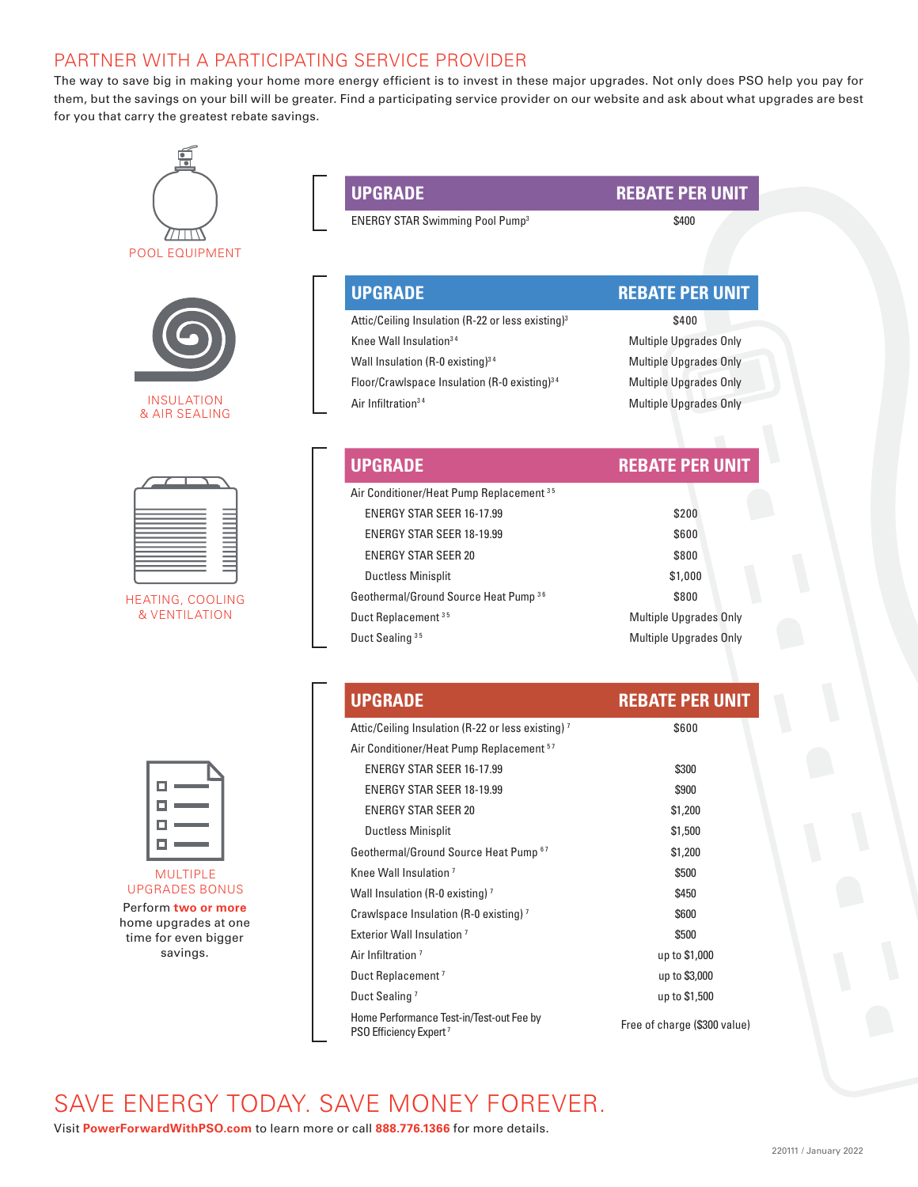## PARTNER WITH A PARTICIPATING SERVICE PROVIDER

The way to save big in making your home more energy efficient is to invest in these major upgrades. Not only does PSO help you pay for them, but the savings on your bill will be greater. Find a participating service provider on our website and ask about what upgrades are best for you that carry the greatest rebate savings.

### POOL EQUIPMENT

| UPGRADE | REBATE PER UNIT |
|---|---|
| ENERGY STAR Swimming Pool Pump[3] | $400 |

### INSULATION & AIR SEALING

| UPGRADE | REBATE PER UNIT |
|---|---|
| Attic/Ceiling Insulation (R-22 or less existing)[3] | $400 |
| Knee Wall Insulation[3,4] | Multiple Upgrades Only |
| Wall Insulation (R-0 existing)[3,4] | Multiple Upgrades Only |
| Floor/Crawlspace Insulation (R-0 existing)[3,4] | Multiple Upgrades Only |
| Air Infiltration[3,4] | Multiple Upgrades Only |

### HEATING, COOLING & VENTILATION

| UPGRADE | REBATE PER UNIT |
|---|---|
| Air Conditioner/Heat Pump Replacement[3,5] | |
| ENERGY STAR SEER 16-17.99 | $200 |
| ENERGY STAR SEER 18-19.99 | $600 |
| ENERGY STAR SEER 20 | $800 |
| Ductless Minisplit | $1,000 |
| Geothermal/Ground Source Heat Pump[3,6] | $800 |
| Duct Replacement[3,5] | Multiple Upgrades Only |
| Duct Sealing[3,5] | Multiple Upgrades Only |

### MULTIPLE UPGRADES BONUS

Perform **two or more** home upgrades at one time for even bigger savings.

| UPGRADE | REBATE PER UNIT |
|---|---|
| Attic/Ceiling Insulation (R-22 or less existing)[7] | $600 |
| Air Conditioner/Heat Pump Replacement[5,7] | |
| ENERGY STAR SEER 16-17.99 | $300 |
| ENERGY STAR SEER 18-19.99 | $900 |
| ENERGY STAR SEER 20 | $1,200 |
| Ductless Minisplit | $1,500 |
| Geothermal/Ground Source Heat Pump[6,7] | $1,200 |
| Knee Wall Insulation[7] | $500 |
| Wall Insulation (R-0 existing)[7] | $450 |
| Crawlspace Insulation (R-0 existing)[7] | $600 |
| Exterior Wall Insulation[7] | $500 |
| Air Infiltration[7] | up to $1,000 |
| Duct Replacement[7] | up to $3,000 |
| Duct Sealing[7] | up to $1,500 |
| Home Performance Test-in/Test-out Fee by PSO Efficiency Expert[7] | Free of charge ($300 value) |

## SAVE ENERGY TODAY. SAVE MONEY FOREVER.

Visit **PowerForwardWithPSO.com** to learn more or call **888.776.1366** for more details.

220111 / January 2022